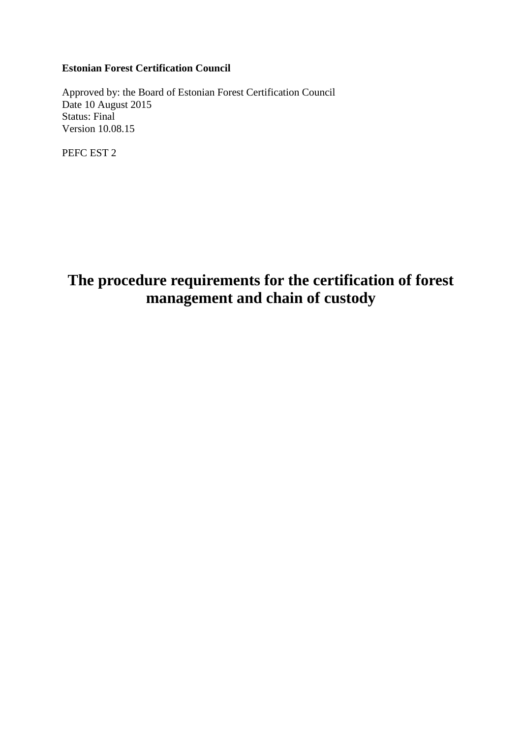**Estonian Forest Certification Council**

Approved by: the Board of Estonian Forest Certification Council
Date 10 August 2015
Status: Final
Version 10.08.15

PEFC EST 2

# The procedure requirements for the certification of forest management and chain of custody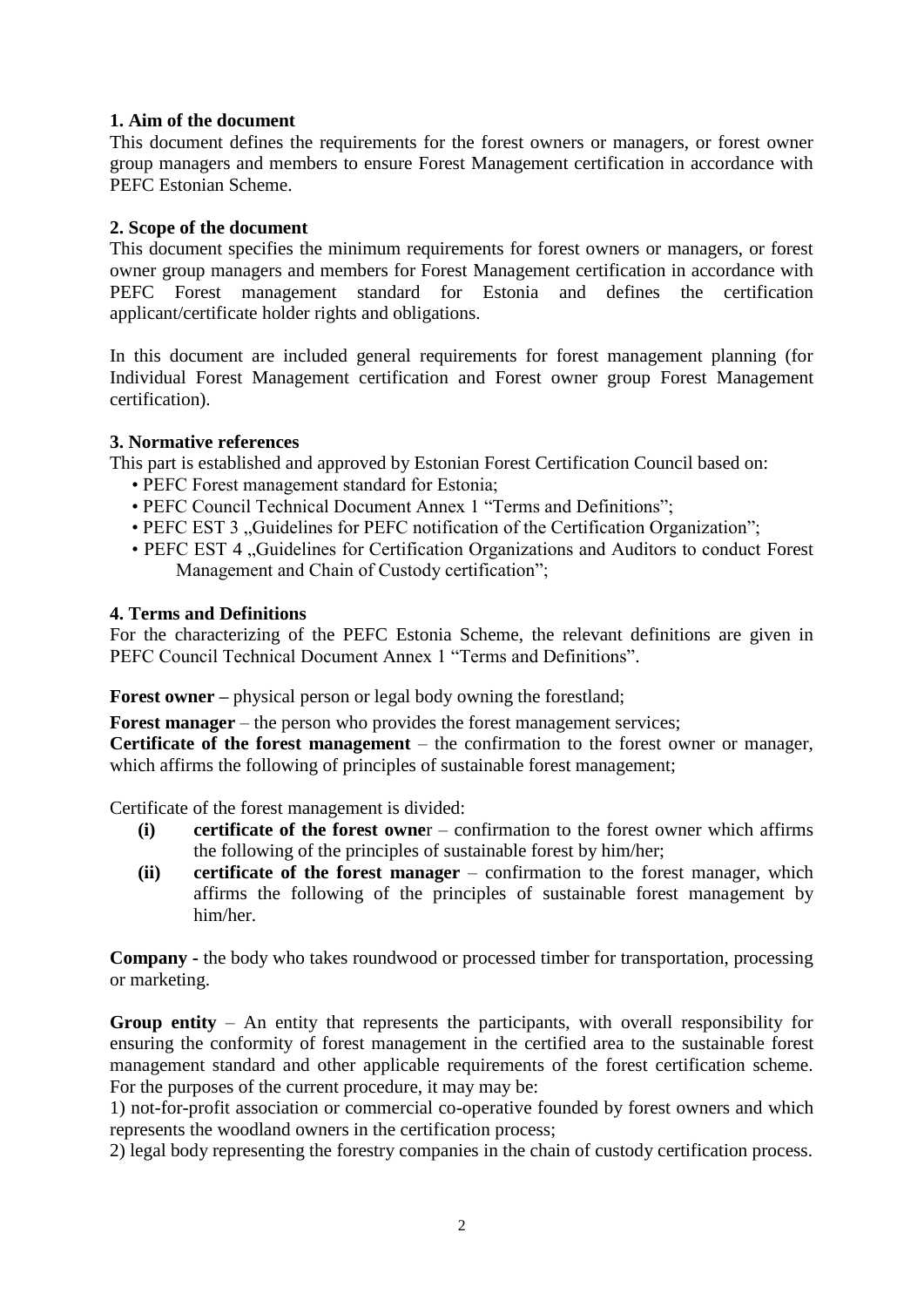## 1. Aim of the document

This document defines the requirements for the forest owners or managers, or forest owner group managers and members to ensure Forest Management certification in accordance with PEFC Estonian Scheme.

## 2. Scope of the document

This document specifies the minimum requirements for forest owners or managers, or forest owner group managers and members for Forest Management certification in accordance with PEFC Forest management standard for Estonia and defines the certification applicant/certificate holder rights and obligations.

In this document are included general requirements for forest management planning (for Individual Forest Management certification and Forest owner group Forest Management certification).

## 3. Normative references

This part is established and approved by Estonian Forest Certification Council based on:

- PEFC Forest management standard for Estonia;
- PEFC Council Technical Document Annex 1 "Terms and Definitions";
- PEFC EST 3 „Guidelines for PEFC notification of the Certification Organization";
- PEFC EST 4 „Guidelines for Certification Organizations and Auditors to conduct Forest Management and Chain of Custody certification";

## 4. Terms and Definitions

For the characterizing of the PEFC Estonia Scheme, the relevant definitions are given in PEFC Council Technical Document Annex 1 "Terms and Definitions".

**Forest owner –** physical person or legal body owning the forestland;

**Forest manager** – the person who provides the forest management services;

**Certificate of the forest management** – the confirmation to the forest owner or manager, which affirms the following of principles of sustainable forest management;

Certificate of the forest management is divided:

- **(i)** **certificate of the forest owne**r – confirmation to the forest owner which affirms the following of the principles of sustainable forest by him/her;
- **(ii)** **certificate of the forest manager** – confirmation to the forest manager, which affirms the following of the principles of sustainable forest management by him/her.

**Company -** the body who takes roundwood or processed timber for transportation, processing or marketing.

**Group entity** – An entity that represents the participants, with overall responsibility for ensuring the conformity of forest management in the certified area to the sustainable forest management standard and other applicable requirements of the forest certification scheme. For the purposes of the current procedure, it may may be:

1) not-for-profit association or commercial co-operative founded by forest owners and which represents the woodland owners in the certification process;

2) legal body representing the forestry companies in the chain of custody certification process.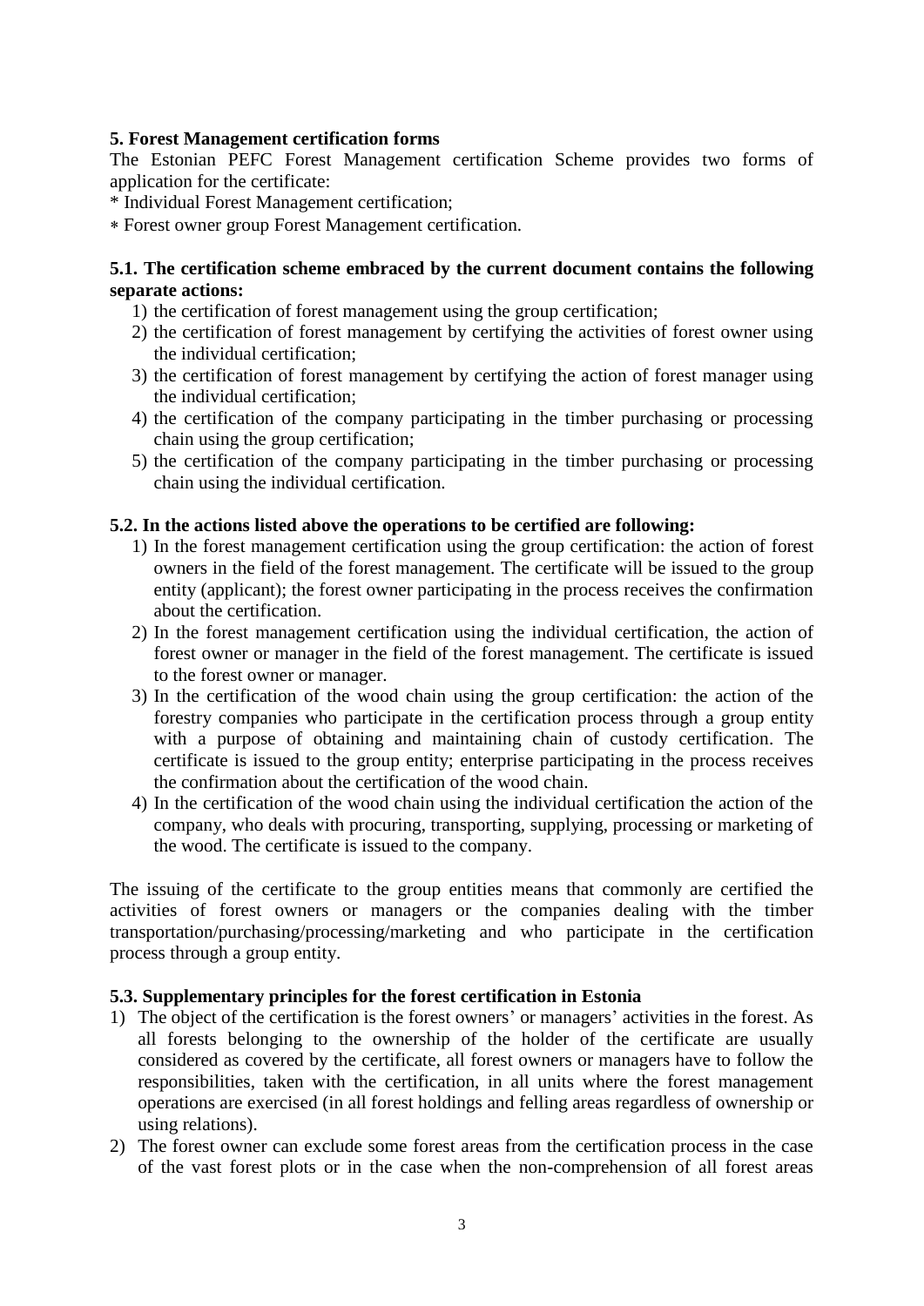**5. Forest Management certification forms**

The Estonian PEFC Forest Management certification Scheme provides two forms of application for the certificate:

* Individual Forest Management certification;
* Forest owner group Forest Management certification.

**5.1. The certification scheme embraced by the current document contains the following separate actions:**

1) the certification of forest management using the group certification;
2) the certification of forest management by certifying the activities of forest owner using the individual certification;
3) the certification of forest management by certifying the action of forest manager using the individual certification;
4) the certification of the company participating in the timber purchasing or processing chain using the group certification;
5) the certification of the company participating in the timber purchasing or processing chain using the individual certification.

**5.2. In the actions listed above the operations to be certified are following:**

1) In the forest management certification using the group certification: the action of forest owners in the field of the forest management. The certificate will be issued to the group entity (applicant); the forest owner participating in the process receives the confirmation about the certification.
2) In the forest management certification using the individual certification, the action of forest owner or manager in the field of the forest management. The certificate is issued to the forest owner or manager.
3) In the certification of the wood chain using the group certification: the action of the forestry companies who participate in the certification process through a group entity with a purpose of obtaining and maintaining chain of custody certification. The certificate is issued to the group entity; enterprise participating in the process receives the confirmation about the certification of the wood chain.
4) In the certification of the wood chain using the individual certification the action of the company, who deals with procuring, transporting, supplying, processing or marketing of the wood. The certificate is issued to the company.

The issuing of the certificate to the group entities means that commonly are certified the activities of forest owners or managers or the companies dealing with the timber transportation/purchasing/processing/marketing and who participate in the certification process through a group entity.

**5.3. Supplementary principles for the forest certification in Estonia**

1) The object of the certification is the forest owners' or managers' activities in the forest. As all forests belonging to the ownership of the holder of the certificate are usually considered as covered by the certificate, all forest owners or managers have to follow the responsibilities, taken with the certification, in all units where the forest management operations are exercised (in all forest holdings and felling areas regardless of ownership or using relations).
2) The forest owner can exclude some forest areas from the certification process in the case of the vast forest plots or in the case when the non-comprehension of all forest areas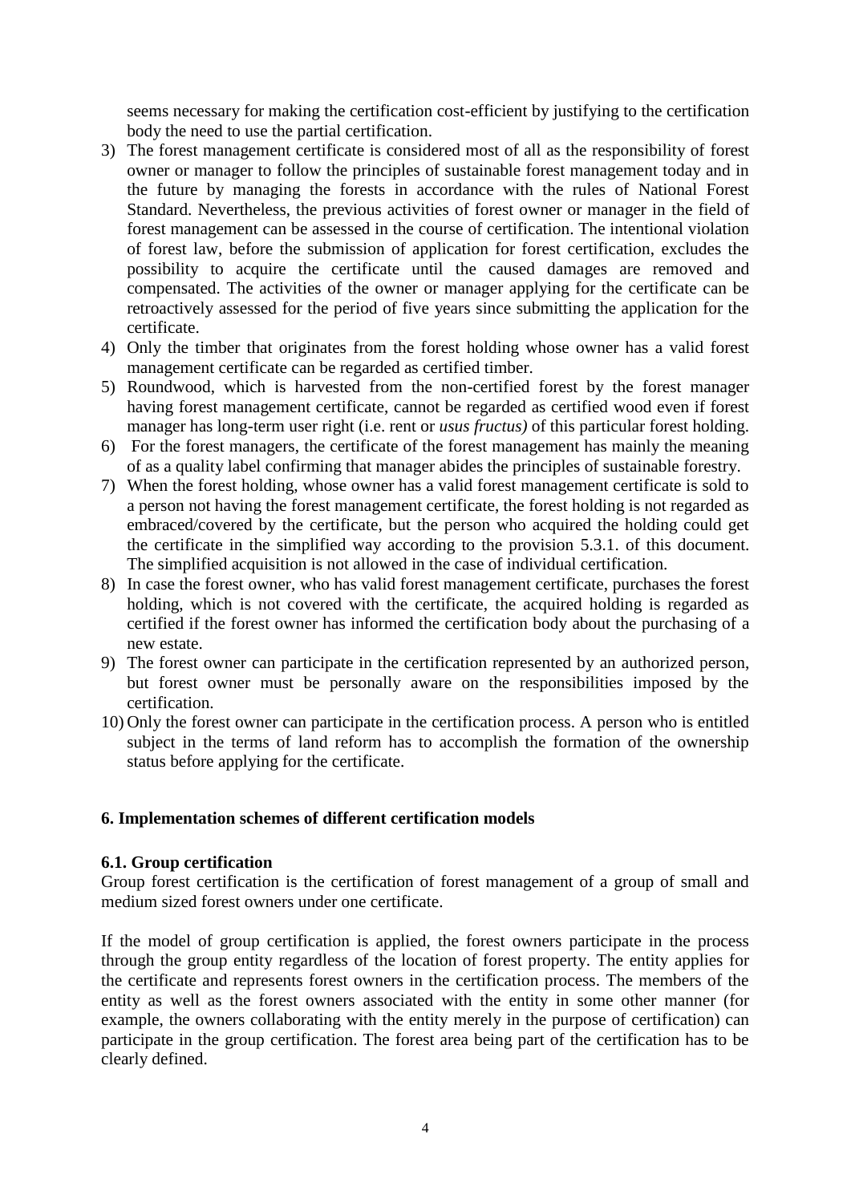seems necessary for making the certification cost-efficient by justifying to the certification body the need to use the partial certification.

3) The forest management certificate is considered most of all as the responsibility of forest owner or manager to follow the principles of sustainable forest management today and in the future by managing the forests in accordance with the rules of National Forest Standard. Nevertheless, the previous activities of forest owner or manager in the field of forest management can be assessed in the course of certification. The intentional violation of forest law, before the submission of application for forest certification, excludes the possibility to acquire the certificate until the caused damages are removed and compensated. The activities of the owner or manager applying for the certificate can be retroactively assessed for the period of five years since submitting the application for the certificate.
4) Only the timber that originates from the forest holding whose owner has a valid forest management certificate can be regarded as certified timber.
5) Roundwood, which is harvested from the non-certified forest by the forest manager having forest management certificate, cannot be regarded as certified wood even if forest manager has long-term user right (i.e. rent or *usus fructus)* of this particular forest holding.
6) For the forest managers, the certificate of the forest management has mainly the meaning of as a quality label confirming that manager abides the principles of sustainable forestry.
7) When the forest holding, whose owner has a valid forest management certificate is sold to a person not having the forest management certificate, the forest holding is not regarded as embraced/covered by the certificate, but the person who acquired the holding could get the certificate in the simplified way according to the provision 5.3.1. of this document. The simplified acquisition is not allowed in the case of individual certification.
8) In case the forest owner, who has valid forest management certificate, purchases the forest holding, which is not covered with the certificate, the acquired holding is regarded as certified if the forest owner has informed the certification body about the purchasing of a new estate.
9) The forest owner can participate in the certification represented by an authorized person, but forest owner must be personally aware on the responsibilities imposed by the certification.
10) Only the forest owner can participate in the certification process. A person who is entitled subject in the terms of land reform has to accomplish the formation of the ownership status before applying for the certificate.

## 6. Implementation schemes of different certification models

### 6.1. Group certification

Group forest certification is the certification of forest management of a group of small and medium sized forest owners under one certificate.

If the model of group certification is applied, the forest owners participate in the process through the group entity regardless of the location of forest property. The entity applies for the certificate and represents forest owners in the certification process. The members of the entity as well as the forest owners associated with the entity in some other manner (for example, the owners collaborating with the entity merely in the purpose of certification) can participate in the group certification. The forest area being part of the certification has to be clearly defined.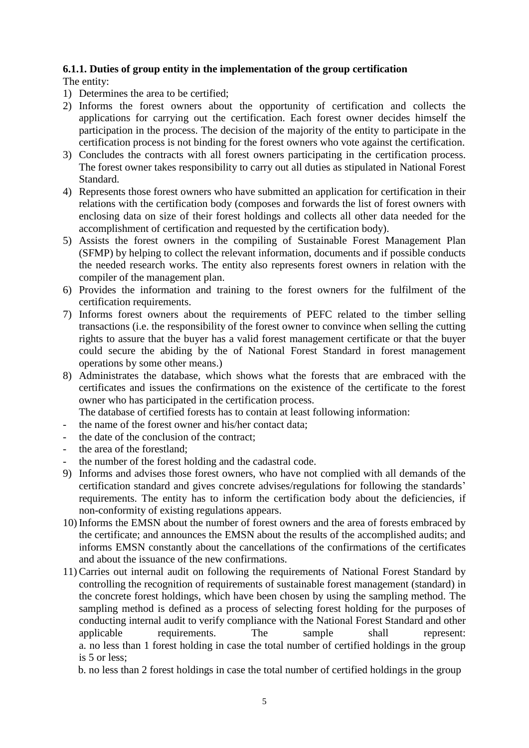**6.1.1. Duties of group entity in the implementation of the group certification**

The entity:

1) Determines the area to be certified;
2) Informs the forest owners about the opportunity of certification and collects the applications for carrying out the certification. Each forest owner decides himself the participation in the process. The decision of the majority of the entity to participate in the certification process is not binding for the forest owners who vote against the certification.
3) Concludes the contracts with all forest owners participating in the certification process. The forest owner takes responsibility to carry out all duties as stipulated in National Forest Standard.
4) Represents those forest owners who have submitted an application for certification in their relations with the certification body (composes and forwards the list of forest owners with enclosing data on size of their forest holdings and collects all other data needed for the accomplishment of certification and requested by the certification body).
5) Assists the forest owners in the compiling of Sustainable Forest Management Plan (SFMP) by helping to collect the relevant information, documents and if possible conducts the needed research works. The entity also represents forest owners in relation with the compiler of the management plan.
6) Provides the information and training to the forest owners for the fulfilment of the certification requirements.
7) Informs forest owners about the requirements of PEFC related to the timber selling transactions (i.e. the responsibility of the forest owner to convince when selling the cutting rights to assure that the buyer has a valid forest management certificate or that the buyer could secure the abiding by the of National Forest Standard in forest management operations by some other means.)
8) Administrates the database, which shows what the forests that are embraced with the certificates and issues the confirmations on the existence of the certificate to the forest owner who has participated in the certification process.

   The database of certified forests has to contain at least following information:

- the name of the forest owner and his/her contact data;
- the date of the conclusion of the contract;
- the area of the forestland;
- the number of the forest holding and the cadastral code.

9) Informs and advises those forest owners, who have not complied with all demands of the certification standard and gives concrete advises/regulations for following the standards' requirements. The entity has to inform the certification body about the deficiencies, if non-conformity of existing regulations appears.
10) Informs the EMSN about the number of forest owners and the area of forests embraced by the certificate; and announces the EMSN about the results of the accomplished audits; and informs EMSN constantly about the cancellations of the confirmations of the certificates and about the issuance of the new confirmations.
11) Carries out internal audit on following the requirements of National Forest Standard by controlling the recognition of requirements of sustainable forest management (standard) in the concrete forest holdings, which have been chosen by using the sampling method. The sampling method is defined as a process of selecting forest holding for the purposes of conducting internal audit to verify compliance with the National Forest Standard and other applicable requirements. The sample shall represent:

    a. no less than 1 forest holding in case the total number of certified holdings in the group is 5 or less;

    b. no less than 2 forest holdings in case the total number of certified holdings in the group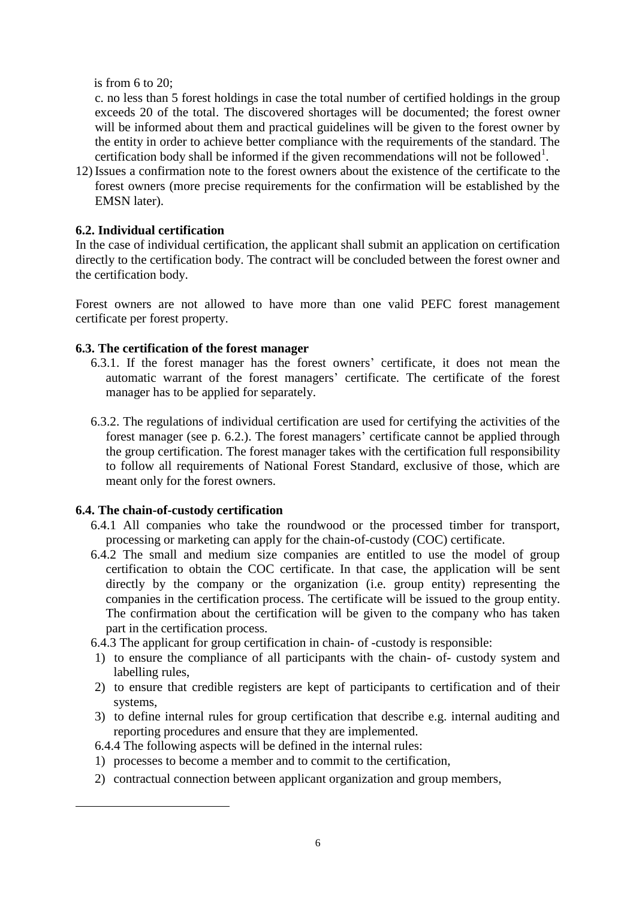is from 6 to 20;

c. no less than 5 forest holdings in case the total number of certified holdings in the group exceeds 20 of the total. The discovered shortages will be documented; the forest owner will be informed about them and practical guidelines will be given to the forest owner by the entity in order to achieve better compliance with the requirements of the standard. The certification body shall be informed if the given recommendations will not be followed[1].

12) Issues a confirmation note to the forest owners about the existence of the certificate to the forest owners (more precise requirements for the confirmation will be established by the EMSN later).

### 6.2. Individual certification

In the case of individual certification, the applicant shall submit an application on certification directly to the certification body. The contract will be concluded between the forest owner and the certification body.

Forest owners are not allowed to have more than one valid PEFC forest management certificate per forest property.

### 6.3. The certification of the forest manager

6.3.1. If the forest manager has the forest owners' certificate, it does not mean the automatic warrant of the forest managers' certificate. The certificate of the forest manager has to be applied for separately.

6.3.2. The regulations of individual certification are used for certifying the activities of the forest manager (see p. 6.2.). The forest managers' certificate cannot be applied through the group certification. The forest manager takes with the certification full responsibility to follow all requirements of National Forest Standard, exclusive of those, which are meant only for the forest owners.

### 6.4. The chain-of-custody certification

6.4.1 All companies who take the roundwood or the processed timber for transport, processing or marketing can apply for the chain-of-custody (COC) certificate.

6.4.2 The small and medium size companies are entitled to use the model of group certification to obtain the COC certificate. In that case, the application will be sent directly by the company or the organization (i.e. group entity) representing the companies in the certification process. The certificate will be issued to the group entity. The confirmation about the certification will be given to the company who has taken part in the certification process.

6.4.3 The applicant for group certification in chain- of -custody is responsible:

1) to ensure the compliance of all participants with the chain- of- custody system and labelling rules,
2) to ensure that credible registers are kept of participants to certification and of their systems,
3) to define internal rules for group certification that describe e.g. internal auditing and reporting procedures and ensure that they are implemented.

6.4.4 The following aspects will be defined in the internal rules:

1) processes to become a member and to commit to the certification,
2) contractual connection between applicant organization and group members,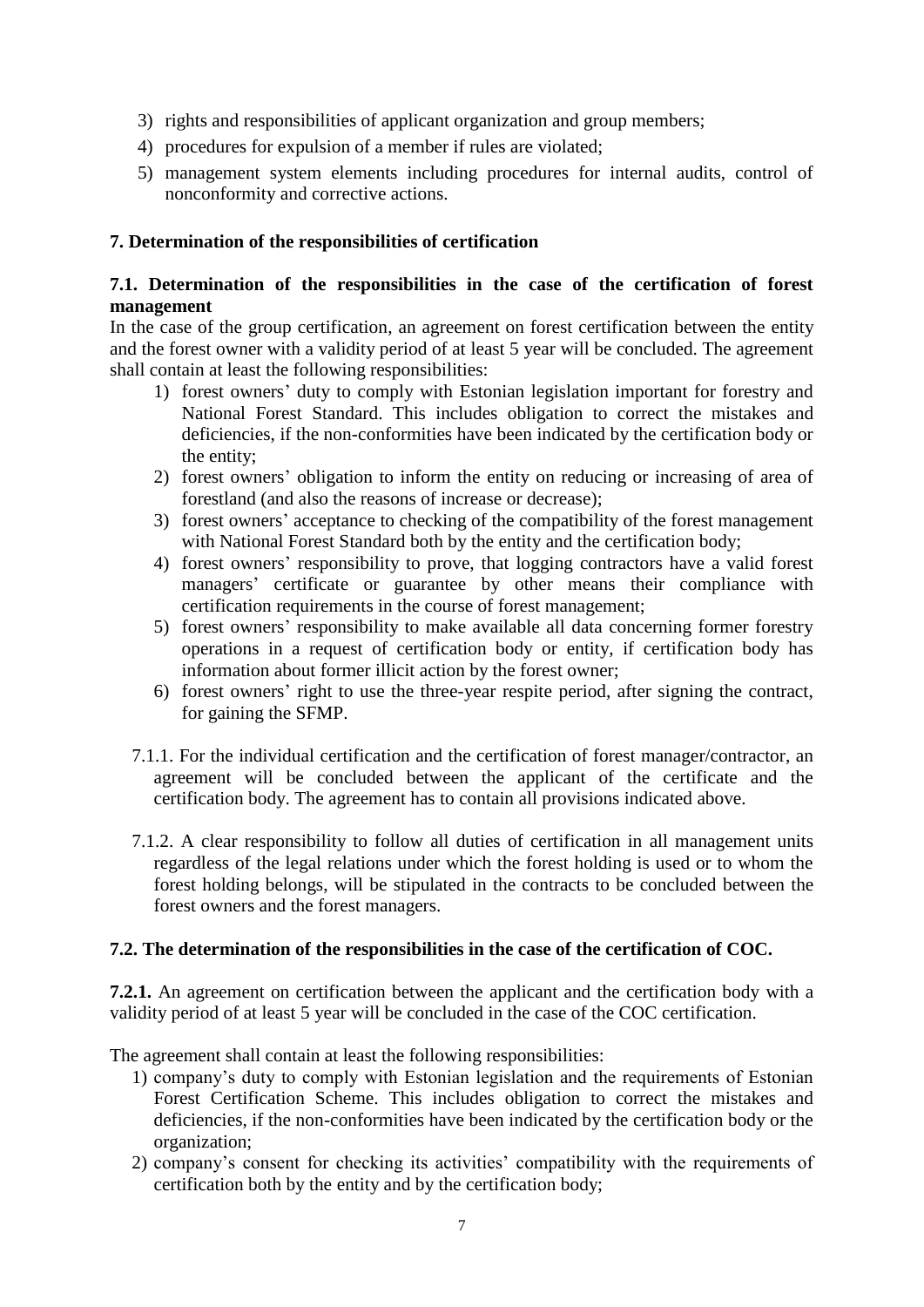3) rights and responsibilities of applicant organization and group members;
4) procedures for expulsion of a member if rules are violated;
5) management system elements including procedures for internal audits, control of nonconformity and corrective actions.

## 7. Determination of the responsibilities of certification

### 7.1. Determination of the responsibilities in the case of the certification of forest management

In the case of the group certification, an agreement on forest certification between the entity and the forest owner with a validity period of at least 5 year will be concluded. The agreement shall contain at least the following responsibilities:

1) forest owners' duty to comply with Estonian legislation important for forestry and National Forest Standard. This includes obligation to correct the mistakes and deficiencies, if the non-conformities have been indicated by the certification body or the entity;
2) forest owners' obligation to inform the entity on reducing or increasing of area of forestland (and also the reasons of increase or decrease);
3) forest owners' acceptance to checking of the compatibility of the forest management with National Forest Standard both by the entity and the certification body;
4) forest owners' responsibility to prove, that logging contractors have a valid forest managers' certificate or guarantee by other means their compliance with certification requirements in the course of forest management;
5) forest owners' responsibility to make available all data concerning former forestry operations in a request of certification body or entity, if certification body has information about former illicit action by the forest owner;
6) forest owners' right to use the three-year respite period, after signing the contract, for gaining the SFMP.

7.1.1. For the individual certification and the certification of forest manager/contractor, an agreement will be concluded between the applicant of the certificate and the certification body. The agreement has to contain all provisions indicated above.

7.1.2. A clear responsibility to follow all duties of certification in all management units regardless of the legal relations under which the forest holding is used or to whom the forest holding belongs, will be stipulated in the contracts to be concluded between the forest owners and the forest managers.

### 7.2. The determination of the responsibilities in the case of the certification of COC.

**7.2.1.** An agreement on certification between the applicant and the certification body with a validity period of at least 5 year will be concluded in the case of the COC certification.

The agreement shall contain at least the following responsibilities:

1) company's duty to comply with Estonian legislation and the requirements of Estonian Forest Certification Scheme. This includes obligation to correct the mistakes and deficiencies, if the non-conformities have been indicated by the certification body or the organization;
2) company's consent for checking its activities' compatibility with the requirements of certification both by the entity and by the certification body;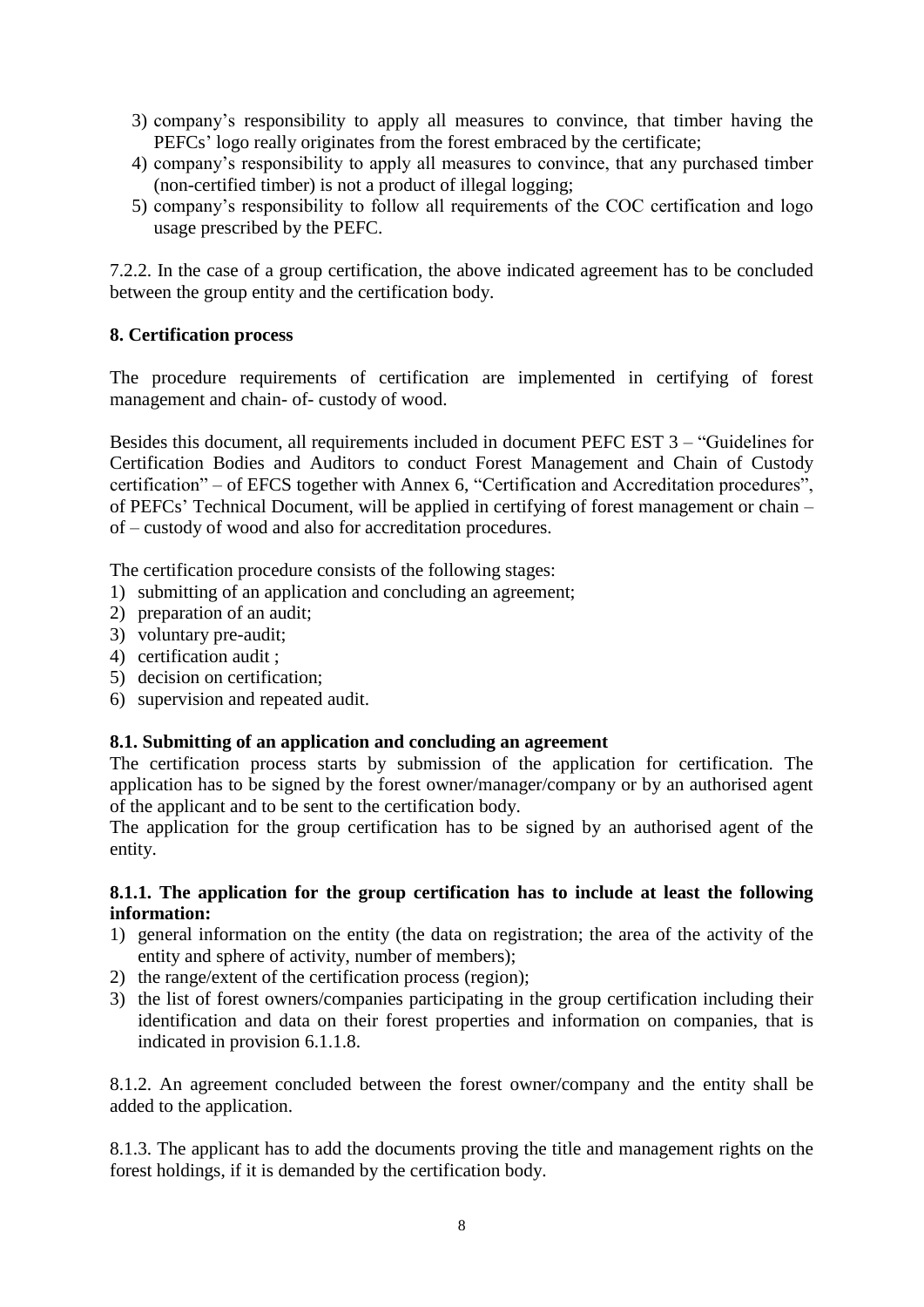3) company’s responsibility to apply all measures to convince, that timber having the PEFCs’ logo really originates from the forest embraced by the certificate;
4) company’s responsibility to apply all measures to convince, that any purchased timber (non-certified timber) is not a product of illegal logging;
5) company’s responsibility to follow all requirements of the COC certification and logo usage prescribed by the PEFC.

7.2.2. In the case of a group certification, the above indicated agreement has to be concluded between the group entity and the certification body.

## 8. Certification process

The procedure requirements of certification are implemented in certifying of forest management and chain- of- custody of wood.

Besides this document, all requirements included in document PEFC EST 3 – “Guidelines for Certification Bodies and Auditors to conduct Forest Management and Chain of Custody certification” – of EFCS together with Annex 6, “Certification and Accreditation procedures”, of PEFCs’ Technical Document, will be applied in certifying of forest management or chain – of – custody of wood and also for accreditation procedures.

The certification procedure consists of the following stages:
1) submitting of an application and concluding an agreement;
2) preparation of an audit;
3) voluntary pre-audit;
4) certification audit ;
5) decision on certification;
6) supervision and repeated audit.

### 8.1. Submitting of an application and concluding an agreement

The certification process starts by submission of the application for certification. The application has to be signed by the forest owner/manager/company or by an authorised agent of the applicant and to be sent to the certification body.
The application for the group certification has to be signed by an authorised agent of the entity.

#### 8.1.1. The application for the group certification has to include at least the following information:

1) general information on the entity (the data on registration; the area of the activity of the entity and sphere of activity, number of members);
2) the range/extent of the certification process (region);
3) the list of forest owners/companies participating in the group certification including their identification and data on their forest properties and information on companies, that is indicated in provision 6.1.1.8.

8.1.2. An agreement concluded between the forest owner/company and the entity shall be added to the application.

8.1.3. The applicant has to add the documents proving the title and management rights on the forest holdings, if it is demanded by the certification body.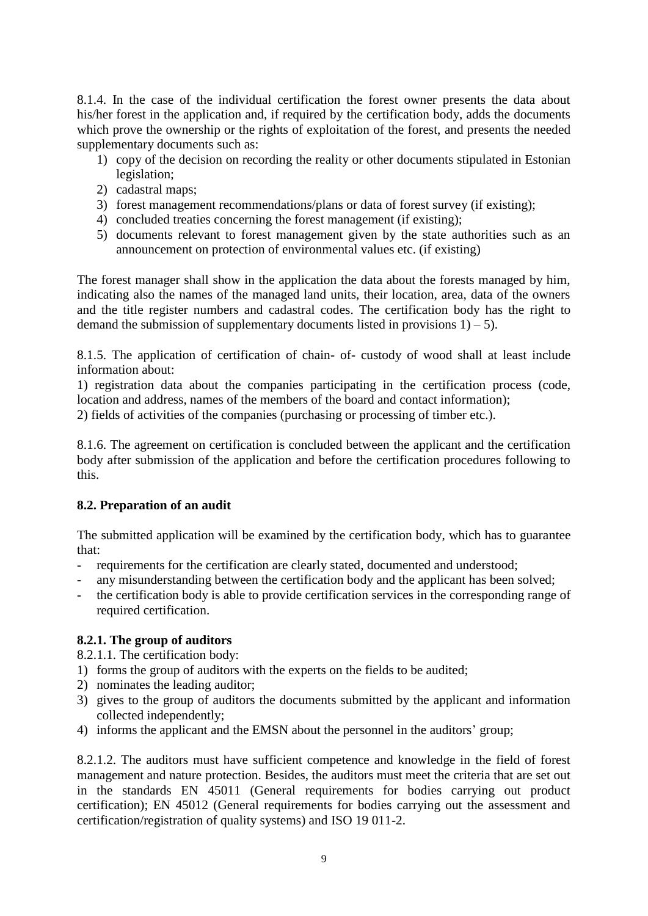8.1.4. In the case of the individual certification the forest owner presents the data about his/her forest in the application and, if required by the certification body, adds the documents which prove the ownership or the rights of exploitation of the forest, and presents the needed supplementary documents such as:

1) copy of the decision on recording the reality or other documents stipulated in Estonian legislation;
2) cadastral maps;
3) forest management recommendations/plans or data of forest survey (if existing);
4) concluded treaties concerning the forest management (if existing);
5) documents relevant to forest management given by the state authorities such as an announcement on protection of environmental values etc. (if existing)

The forest manager shall show in the application the data about the forests managed by him, indicating also the names of the managed land units, their location, area, data of the owners and the title register numbers and cadastral codes. The certification body has the right to demand the submission of supplementary documents listed in provisions 1) – 5).

8.1.5. The application of certification of chain- of- custody of wood shall at least include information about:

1) registration data about the companies participating in the certification process (code, location and address, names of the members of the board and contact information);
2) fields of activities of the companies (purchasing or processing of timber etc.).

8.1.6. The agreement on certification is concluded between the applicant and the certification body after submission of the application and before the certification procedures following to this.

### 8.2. Preparation of an audit

The submitted application will be examined by the certification body, which has to guarantee that:

- requirements for the certification are clearly stated, documented and understood;
- any misunderstanding between the certification body and the applicant has been solved;
- the certification body is able to provide certification services in the corresponding range of required certification.

#### 8.2.1. The group of auditors

8.2.1.1. The certification body:

1) forms the group of auditors with the experts on the fields to be audited;
2) nominates the leading auditor;
3) gives to the group of auditors the documents submitted by the applicant and information collected independently;
4) informs the applicant and the EMSN about the personnel in the auditors' group;

8.2.1.2. The auditors must have sufficient competence and knowledge in the field of forest management and nature protection. Besides, the auditors must meet the criteria that are set out in the standards EN 45011 (General requirements for bodies carrying out product certification); EN 45012 (General requirements for bodies carrying out the assessment and certification/registration of quality systems) and ISO 19 011-2.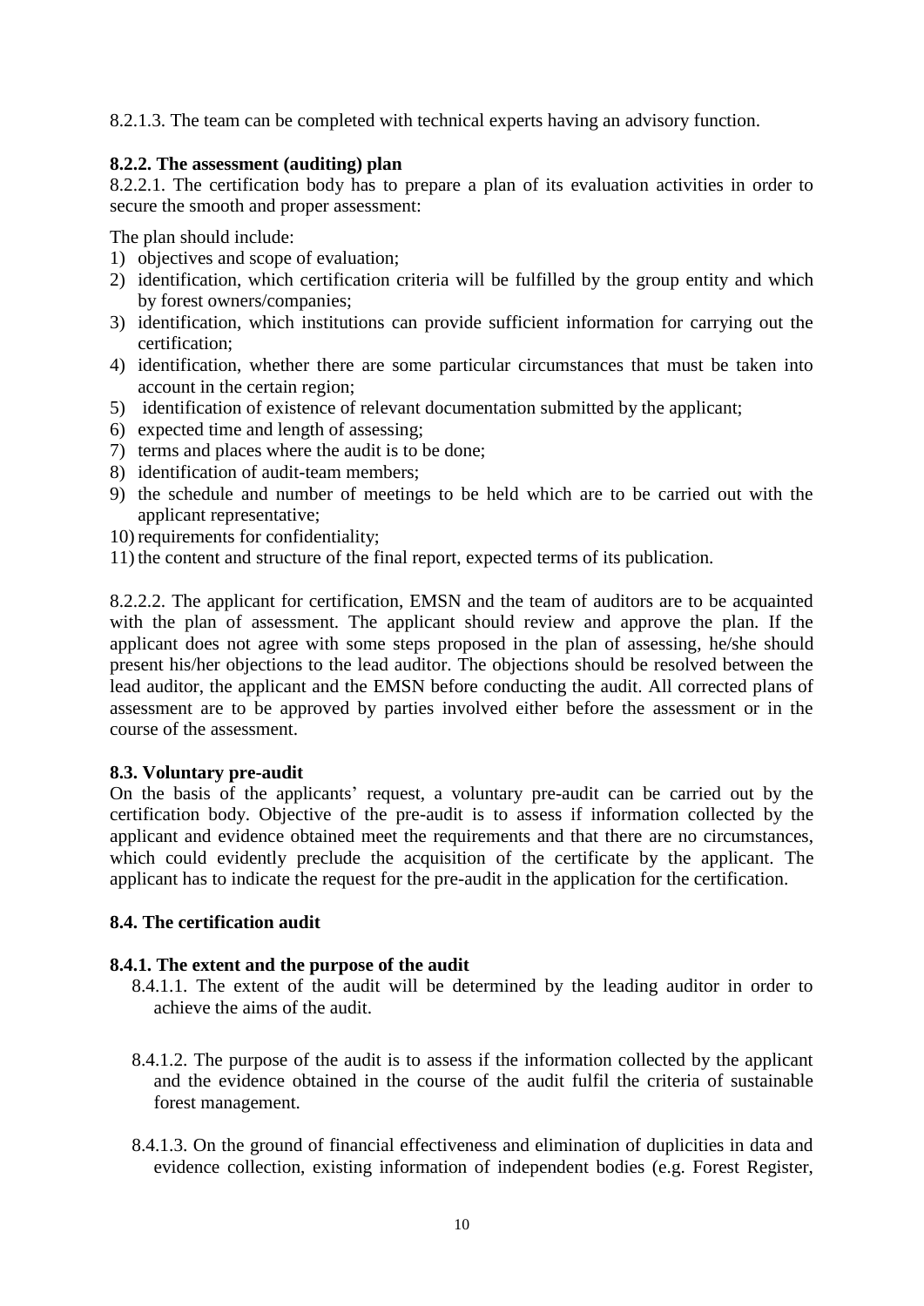8.2.1.3. The team can be completed with technical experts having an advisory function.

**8.2.2. The assessment (auditing) plan**

8.2.2.1. The certification body has to prepare a plan of its evaluation activities in order to secure the smooth and proper assessment:

The plan should include:

1) objectives and scope of evaluation;
2) identification, which certification criteria will be fulfilled by the group entity and which by forest owners/companies;
3) identification, which institutions can provide sufficient information for carrying out the certification;
4) identification, whether there are some particular circumstances that must be taken into account in the certain region;
5) identification of existence of relevant documentation submitted by the applicant;
6) expected time and length of assessing;
7) terms and places where the audit is to be done;
8) identification of audit-team members;
9) the schedule and number of meetings to be held which are to be carried out with the applicant representative;
10) requirements for confidentiality;
11) the content and structure of the final report, expected terms of its publication.

8.2.2.2. The applicant for certification, EMSN and the team of auditors are to be acquainted with the plan of assessment. The applicant should review and approve the plan. If the applicant does not agree with some steps proposed in the plan of assessing, he/she should present his/her objections to the lead auditor. The objections should be resolved between the lead auditor, the applicant and the EMSN before conducting the audit. All corrected plans of assessment are to be approved by parties involved either before the assessment or in the course of the assessment.

**8.3. Voluntary pre-audit**

On the basis of the applicants' request, a voluntary pre-audit can be carried out by the certification body. Objective of the pre-audit is to assess if information collected by the applicant and evidence obtained meet the requirements and that there are no circumstances, which could evidently preclude the acquisition of the certificate by the applicant. The applicant has to indicate the request for the pre-audit in the application for the certification.

**8.4. The certification audit**

**8.4.1. The extent and the purpose of the audit**

8.4.1.1. The extent of the audit will be determined by the leading auditor in order to achieve the aims of the audit.

8.4.1.2. The purpose of the audit is to assess if the information collected by the applicant and the evidence obtained in the course of the audit fulfil the criteria of sustainable forest management.

8.4.1.3. On the ground of financial effectiveness and elimination of duplicities in data and evidence collection, existing information of independent bodies (e.g. Forest Register,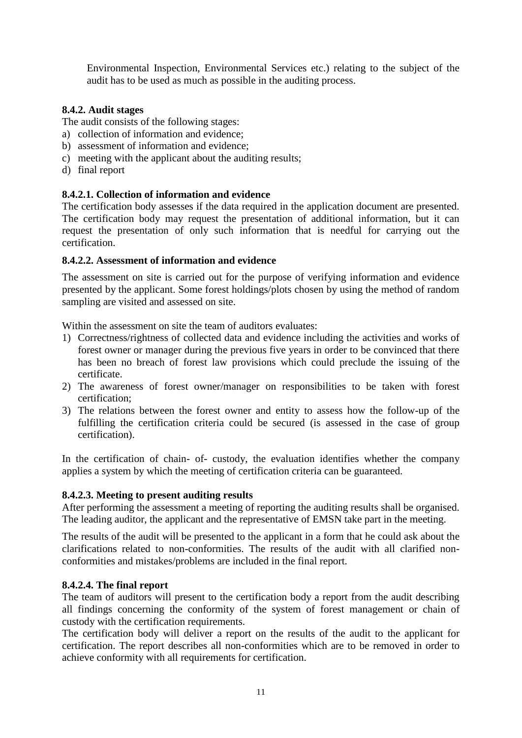Environmental Inspection, Environmental Services etc.) relating to the subject of the audit has to be used as much as possible in the auditing process.

### 8.4.2. Audit stages

The audit consists of the following stages:

a) collection of information and evidence;
b) assessment of information and evidence;
c) meeting with the applicant about the auditing results;
d) final report

#### 8.4.2.1. Collection of information and evidence

The certification body assesses if the data required in the application document are presented. The certification body may request the presentation of additional information, but it can request the presentation of only such information that is needful for carrying out the certification.

#### 8.4.2.2. Assessment of information and evidence

The assessment on site is carried out for the purpose of verifying information and evidence presented by the applicant. Some forest holdings/plots chosen by using the method of random sampling are visited and assessed on site.

Within the assessment on site the team of auditors evaluates:

1) Correctness/rightness of collected data and evidence including the activities and works of forest owner or manager during the previous five years in order to be convinced that there has been no breach of forest law provisions which could preclude the issuing of the certificate.
2) The awareness of forest owner/manager on responsibilities to be taken with forest certification;
3) The relations between the forest owner and entity to assess how the follow-up of the fulfilling the certification criteria could be secured (is assessed in the case of group certification).

In the certification of chain- of- custody, the evaluation identifies whether the company applies a system by which the meeting of certification criteria can be guaranteed.

#### 8.4.2.3. Meeting to present auditing results

After performing the assessment a meeting of reporting the auditing results shall be organised. The leading auditor, the applicant and the representative of EMSN take part in the meeting.

The results of the audit will be presented to the applicant in a form that he could ask about the clarifications related to non-conformities. The results of the audit with all clarified non-conformities and mistakes/problems are included in the final report.

#### 8.4.2.4. The final report

The team of auditors will present to the certification body a report from the audit describing all findings concerning the conformity of the system of forest management or chain of custody with the certification requirements.

The certification body will deliver a report on the results of the audit to the applicant for certification. The report describes all non-conformities which are to be removed in order to achieve conformity with all requirements for certification.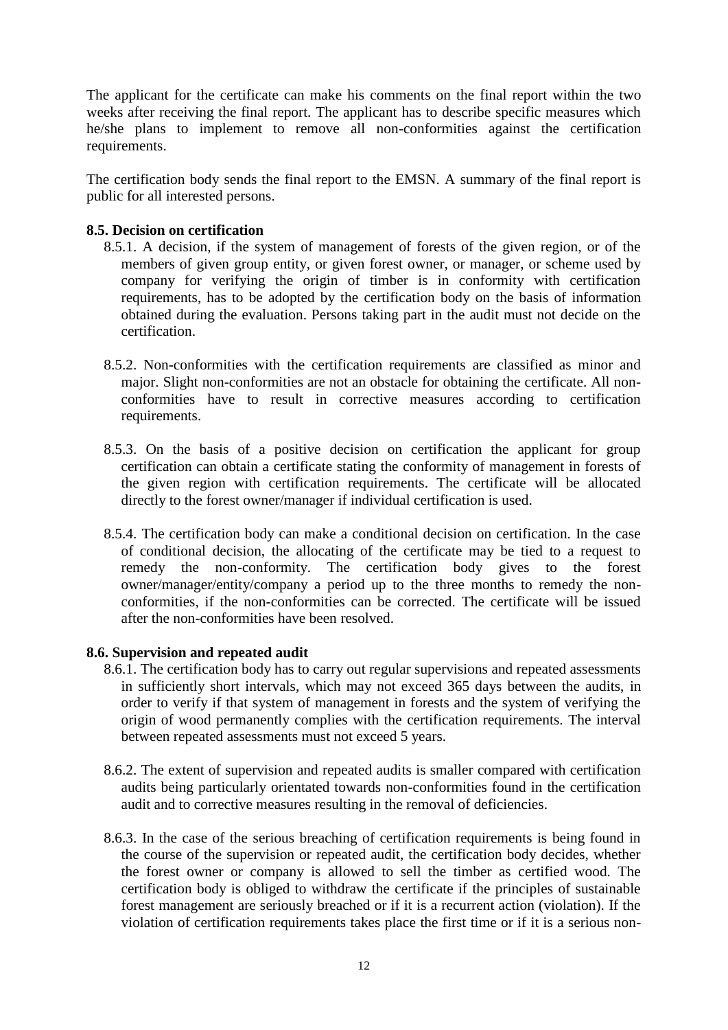The applicant for the certificate can make his comments on the final report within the two weeks after receiving the final report. The applicant has to describe specific measures which he/she plans to implement to remove all non-conformities against the certification requirements.

The certification body sends the final report to the EMSN. A summary of the final report is public for all interested persons.

**8.5. Decision on certification**

8.5.1. A decision, if the system of management of forests of the given region, or of the members of given group entity, or given forest owner, or manager, or scheme used by company for verifying the origin of timber is in conformity with certification requirements, has to be adopted by the certification body on the basis of information obtained during the evaluation. Persons taking part in the audit must not decide on the certification.

8.5.2. Non-conformities with the certification requirements are classified as minor and major. Slight non-conformities are not an obstacle for obtaining the certificate. All non-conformities have to result in corrective measures according to certification requirements.

8.5.3. On the basis of a positive decision on certification the applicant for group certification can obtain a certificate stating the conformity of management in forests of the given region with certification requirements. The certificate will be allocated directly to the forest owner/manager if individual certification is used.

8.5.4. The certification body can make a conditional decision on certification. In the case of conditional decision, the allocating of the certificate may be tied to a request to remedy the non-conformity. The certification body gives to the forest owner/manager/entity/company a period up to the three months to remedy the non-conformities, if the non-conformities can be corrected. The certificate will be issued after the non-conformities have been resolved.

**8.6. Supervision and repeated audit**

8.6.1. The certification body has to carry out regular supervisions and repeated assessments in sufficiently short intervals, which may not exceed 365 days between the audits, in order to verify if that system of management in forests and the system of verifying the origin of wood permanently complies with the certification requirements. The interval between repeated assessments must not exceed 5 years.

8.6.2. The extent of supervision and repeated audits is smaller compared with certification audits being particularly orientated towards non-conformities found in the certification audit and to corrective measures resulting in the removal of deficiencies.

8.6.3. In the case of the serious breaching of certification requirements is being found in the course of the supervision or repeated audit, the certification body decides, whether the forest owner or company is allowed to sell the timber as certified wood. The certification body is obliged to withdraw the certificate if the principles of sustainable forest management are seriously breached or if it is a recurrent action (violation). If the violation of certification requirements takes place the first time or if it is a serious non-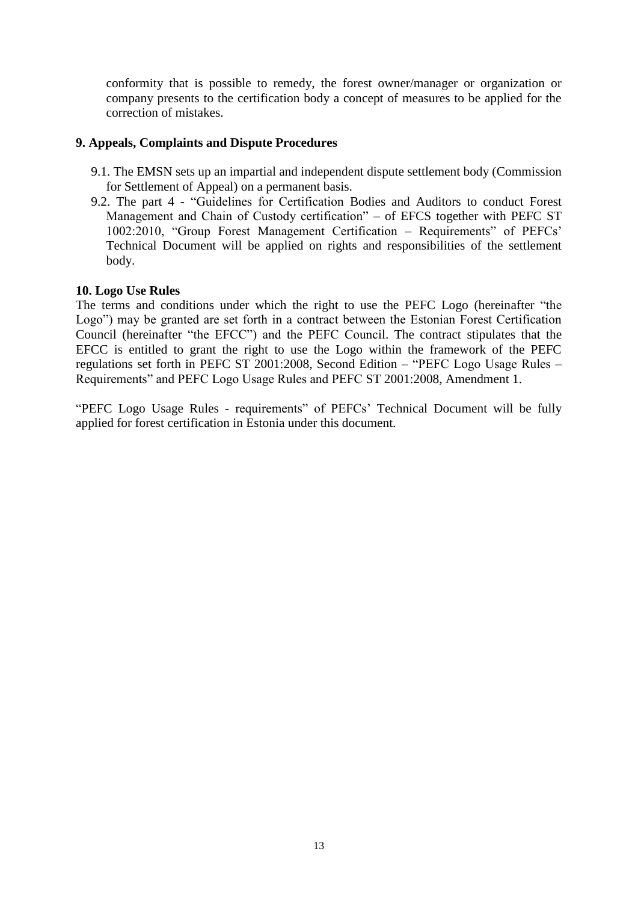conformity that is possible to remedy, the forest owner/manager or organization or company presents to the certification body a concept of measures to be applied for the correction of mistakes.

## 9. Appeals, Complaints and Dispute Procedures

9.1. The EMSN sets up an impartial and independent dispute settlement body (Commission for Settlement of Appeal) on a permanent basis.

9.2. The part 4 - "Guidelines for Certification Bodies and Auditors to conduct Forest Management and Chain of Custody certification" – of EFCS together with PEFC ST 1002:2010, "Group Forest Management Certification – Requirements" of PEFCs' Technical Document will be applied on rights and responsibilities of the settlement body.

## 10. Logo Use Rules

The terms and conditions under which the right to use the PEFC Logo (hereinafter "the Logo") may be granted are set forth in a contract between the Estonian Forest Certification Council (hereinafter "the EFCC") and the PEFC Council. The contract stipulates that the EFCC is entitled to grant the right to use the Logo within the framework of the PEFC regulations set forth in PEFC ST 2001:2008, Second Edition – "PEFC Logo Usage Rules – Requirements" and PEFC Logo Usage Rules and PEFC ST 2001:2008, Amendment 1.

"PEFC Logo Usage Rules - requirements" of PEFCs' Technical Document will be fully applied for forest certification in Estonia under this document.